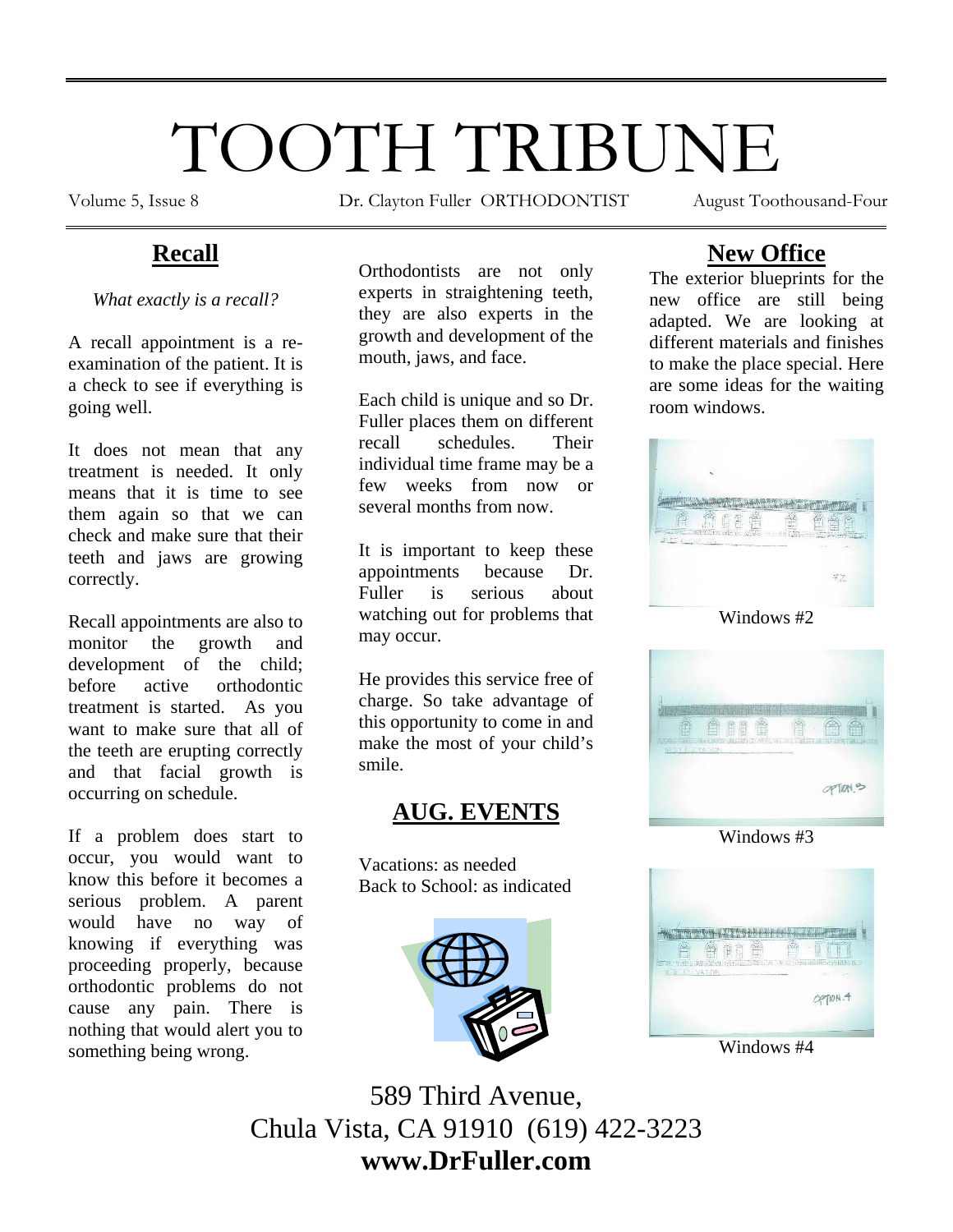# TOOTH TRIBUNE

Volume 5, Issue 8 Dr. Clayton Fuller ORTHODONTIST August Toothousand-Four

## Recall

*What exactly is a recall?*

A recall appointment is a re-examination of the patient. It is a check to see if everything is going well.

It does not mean that any treatment is needed. It only means that it is time to see them again so that we can check and make sure that their teeth and jaws are growing correctly.

Recall appointments are also to monitor the growth and development of the child; before active orthodontic treatment is started. As you want to make sure that all of the teeth are erupting correctly and that facial growth is occurring on schedule.

If a problem does start to occur, you would want to know this before it becomes a serious problem. A parent would have no way of knowing if everything was proceeding properly, because orthodontic problems do not cause any pain. There is nothing that would alert you to something being wrong.

Orthodontists are not only experts in straightening teeth, they are also experts in the growth and development of the mouth, jaws, and face.

Each child is unique and so Dr. Fuller places them on different recall schedules. Their individual time frame may be a few weeks from now or several months from now.

It is important to keep these appointments because Dr. Fuller is serious about watching out for problems that may occur.

He provides this service free of charge. So take advantage of this opportunity to come in and make the most of your child's smile.

## AUG. EVENTS

Vacations: as needed
Back to School: as indicated

## New Office

The exterior blueprints for the new office are still being adapted. We are looking at different materials and finishes to make the place special. Here are some ideas for the waiting room windows.

Windows #2

Windows #3

Windows #4

589 Third Avenue,
Chula Vista, CA 91910 (619) 422-3223
**www.DrFuller.com**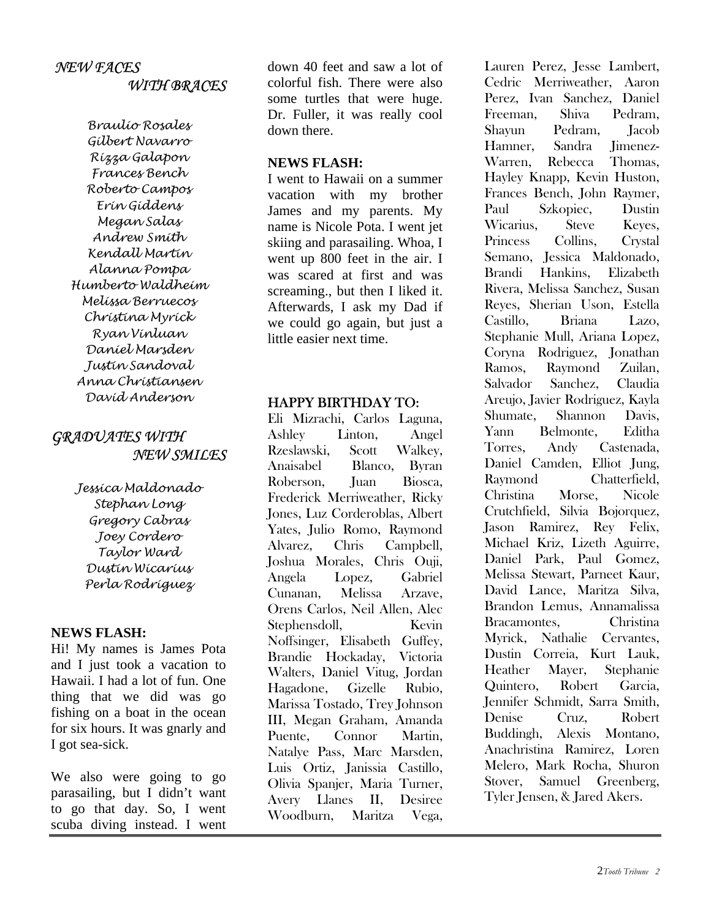## NEW FACES WITH BRACES

Braulio Rosales
Gilbert Navarro
Rizza Galapon
Frances Bench
Roberto Campos
Erin Giddens
Megan Salas
Andrew Smith
Kendall Martin
Alanna Pompa
Humberto Waldheim
Melissa Berruecos
Christina Myrick
Ryan Vinluan
Daniel Marsden
Justin Sandoval
Anna Christiansen
David Anderson

## GRADUATES WITH NEW SMILES

Jessica Maldonado
Stephan Long
Gregory Cabras
Joey Cordero
Taylor Ward
Dustin Wicarius
Perla Rodriguez

**NEWS FLASH:**

Hi! My names is James Pota and I just took a vacation to Hawaii. I had a lot of fun. One thing that we did was go fishing on a boat in the ocean for six hours. It was gnarly and I got sea-sick.

We also were going to go parasailing, but I didn't want to go that day. So, I went scuba diving instead. I went down 40 feet and saw a lot of colorful fish. There were also some turtles that were huge. Dr. Fuller, it was really cool down there.

**NEWS FLASH:**

I went to Hawaii on a summer vacation with my brother James and my parents. My name is Nicole Pota. I went jet skiing and parasailing. Whoa, I went up 800 feet in the air. I was scared at first and was screaming., but then I liked it. Afterwards, I ask my Dad if we could go again, but just a little easier next time.

## HAPPY BIRTHDAY TO:

Eli Mizrachi, Carlos Laguna, Ashley Linton, Angel Rzeslawski, Scott Walkey, Anaisabel Blanco, Byran Roberson, Juan Biosca, Frederick Merriweather, Ricky Jones, Luz Corderoblas, Albert Yates, Julio Romo, Raymond Alvarez, Chris Campbell, Joshua Morales, Chris Ouji, Angela Lopez, Gabriel Cunanan, Melissa Arzave, Orens Carlos, Neil Allen, Alec Stephensdoll, Kevin Noffsinger, Elisabeth Guffey, Brandie Hockaday, Victoria Walters, Daniel Vitug, Jordan Hagadone, Gizelle Rubio, Marissa Tostado, Trey Johnson III, Megan Graham, Amanda Puente, Connor Martin, Natalye Pass, Marc Marsden, Luis Ortiz, Janissia Castillo, Olivia Spanjer, Maria Turner, Avery Llanes II, Desiree Woodburn, Maritza Vega, Lauren Perez, Jesse Lambert, Cedric Merriweather, Aaron Perez, Ivan Sanchez, Daniel Freeman, Shiva Pedram, Shayun Pedram, Jacob Hamner, Sandra Jimenez-Warren, Rebecca Thomas, Hayley Knapp, Kevin Huston, Frances Bench, John Raymer, Paul Szkopiec, Dustin Wicarius, Steve Keyes, Princess Collins, Crystal Semano, Jessica Maldonado, Brandi Hankins, Elizabeth Rivera, Melissa Sanchez, Susan Reyes, Sherian Uson, Estella Castillo, Briana Lazo, Stephanie Mull, Ariana Lopez, Coryna Rodriguez, Jonathan Ramos, Raymond Zuilan, Salvador Sanchez, Claudia Areujo, Javier Rodriguez, Kayla Shumate, Shannon Davis, Yann Belmonte, Editha Torres, Andy Castenada, Daniel Camden, Elliot Jung, Raymond Chatterfield, Christina Morse, Nicole Crutchfield, Silvia Bojorquez, Jason Ramirez, Rey Felix, Michael Kriz, Lizeth Aguirre, Daniel Park, Paul Gomez, Melissa Stewart, Parneet Kaur, David Lance, Maritza Silva, Brandon Lemus, Annamalissa Bracamontes, Christina Myrick, Nathalie Cervantes, Dustin Correia, Kurt Lauk, Heather Mayer, Stephanie Quintero, Robert Garcia, Jennifer Schmidt, Sarra Smith, Denise Cruz, Robert Buddingh, Alexis Montano, Anachristina Ramirez, Loren Melero, Mark Rocha, Shuron Stover, Samuel Greenberg, Tyler Jensen, & Jared Akers.